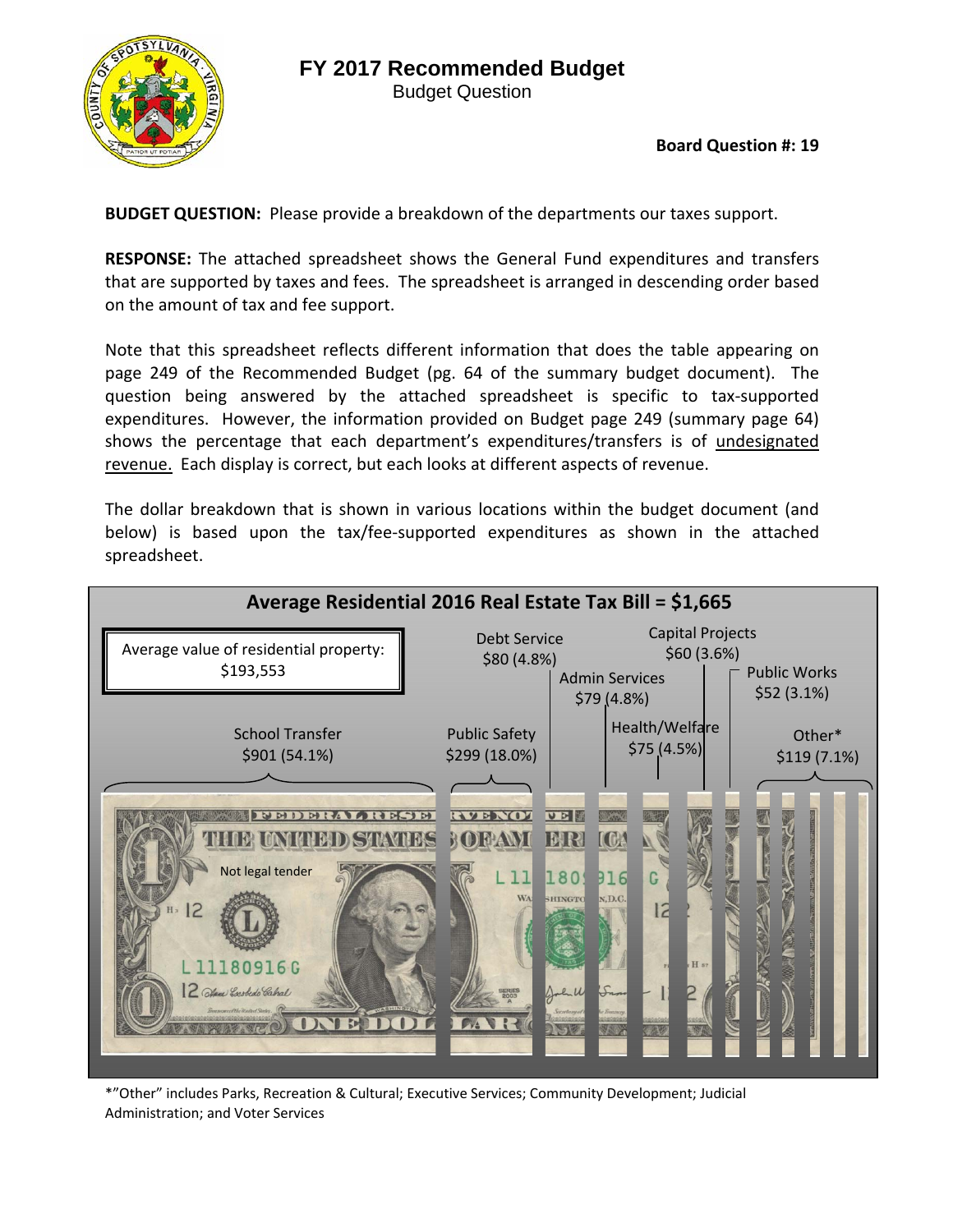# FY 2017 Recommended Budget

Budget Question

**Board Question #: 19**

**BUDGET QUESTION:** Please provide a breakdown of the departments our taxes support.

**RESPONSE:** The attached spreadsheet shows the General Fund expenditures and transfers that are supported by taxes and fees. The spreadsheet is arranged in descending order based on the amount of tax and fee support.

Note that this spreadsheet reflects different information that does the table appearing on page 249 of the Recommended Budget (pg. 64 of the summary budget document). The question being answered by the attached spreadsheet is specific to tax-supported expenditures. However, the information provided on Budget page 249 (summary page 64) shows the percentage that each department's expenditures/transfers is of undesignated revenue. Each display is correct, but each looks at different aspects of revenue.

The dollar breakdown that is shown in various locations within the budget document (and below) is based upon the tax/fee-supported expenditures as shown in the attached spreadsheet.

**Average Residential 2016 Real Estate Tax Bill = $1,665**

Average value of residential property: $193,553

- School Transfer $901 (54.1%)
- Public Safety $299 (18.0%)
- Debt Service $80 (4.8%)
- Admin Services $79 (4.8%)
- Health/Welfare $75 (4.5%)
- Capital Projects $60 (3.6%)
- Public Works $52 (3.1%)
- Other* $119 (7.1%)

Not legal tender

*"Other" includes Parks, Recreation & Cultural; Executive Services; Community Development; Judicial Administration; and Voter Services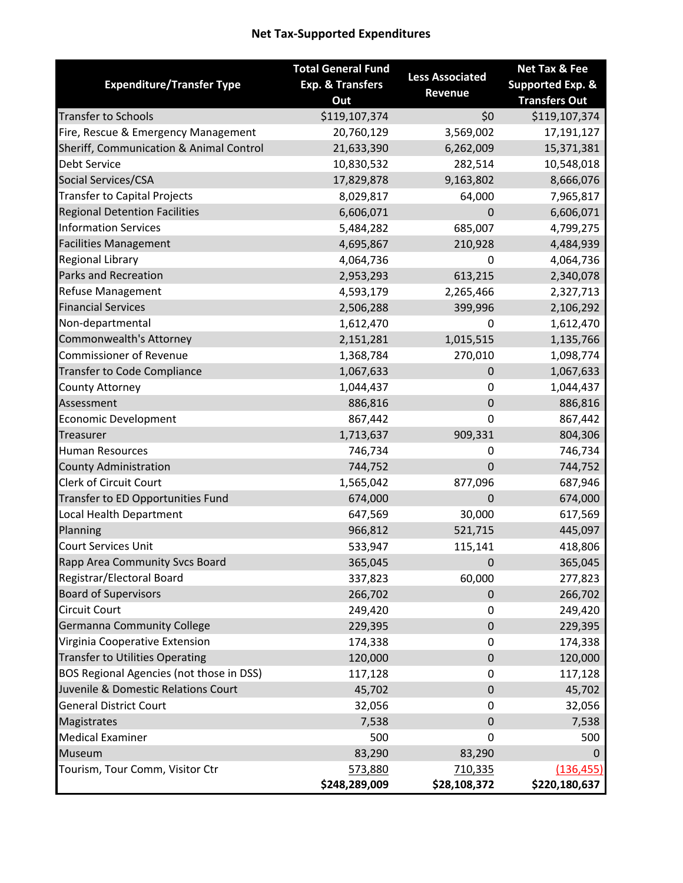# Net Tax-Supported Expenditures

| Expenditure/Transfer Type | Total General Fund Exp. & Transfers Out | Less Associated Revenue | Net Tax & Fee Supported Exp. & Transfers Out |
|---|---|---|---|
| Transfer to Schools | $119,107,374 | $0 | $119,107,374 |
| Fire, Rescue & Emergency Management | 20,760,129 | 3,569,002 | 17,191,127 |
| Sheriff, Communication & Animal Control | 21,633,390 | 6,262,009 | 15,371,381 |
| Debt Service | 10,830,532 | 282,514 | 10,548,018 |
| Social Services/CSA | 17,829,878 | 9,163,802 | 8,666,076 |
| Transfer to Capital Projects | 8,029,817 | 64,000 | 7,965,817 |
| Regional Detention Facilities | 6,606,071 | 0 | 6,606,071 |
| Information Services | 5,484,282 | 685,007 | 4,799,275 |
| Facilities Management | 4,695,867 | 210,928 | 4,484,939 |
| Regional Library | 4,064,736 | 0 | 4,064,736 |
| Parks and Recreation | 2,953,293 | 613,215 | 2,340,078 |
| Refuse Management | 4,593,179 | 2,265,466 | 2,327,713 |
| Financial Services | 2,506,288 | 399,996 | 2,106,292 |
| Non-departmental | 1,612,470 | 0 | 1,612,470 |
| Commonwealth's Attorney | 2,151,281 | 1,015,515 | 1,135,766 |
| Commissioner of Revenue | 1,368,784 | 270,010 | 1,098,774 |
| Transfer to Code Compliance | 1,067,633 | 0 | 1,067,633 |
| County Attorney | 1,044,437 | 0 | 1,044,437 |
| Assessment | 886,816 | 0 | 886,816 |
| Economic Development | 867,442 | 0 | 867,442 |
| Treasurer | 1,713,637 | 909,331 | 804,306 |
| Human Resources | 746,734 | 0 | 746,734 |
| County Administration | 744,752 | 0 | 744,752 |
| Clerk of Circuit Court | 1,565,042 | 877,096 | 687,946 |
| Transfer to ED Opportunities Fund | 674,000 | 0 | 674,000 |
| Local Health Department | 647,569 | 30,000 | 617,569 |
| Planning | 966,812 | 521,715 | 445,097 |
| Court Services Unit | 533,947 | 115,141 | 418,806 |
| Rapp Area Community Svcs Board | 365,045 | 0 | 365,045 |
| Registrar/Electoral Board | 337,823 | 60,000 | 277,823 |
| Board of Supervisors | 266,702 | 0 | 266,702 |
| Circuit Court | 249,420 | 0 | 249,420 |
| Germanna Community College | 229,395 | 0 | 229,395 |
| Virginia Cooperative Extension | 174,338 | 0 | 174,338 |
| Transfer to Utilities Operating | 120,000 | 0 | 120,000 |
| BOS Regional Agencies (not those in DSS) | 117,128 | 0 | 117,128 |
| Juvenile & Domestic Relations Court | 45,702 | 0 | 45,702 |
| General District Court | 32,056 | 0 | 32,056 |
| Magistrates | 7,538 | 0 | 7,538 |
| Medical Examiner | 500 | 0 | 500 |
| Museum | 83,290 | 83,290 | 0 |
| Tourism, Tour Comm, Visitor Ctr | 573,880 | 710,335 | (136,455) |
| | **$248,289,009** | **$28,108,372** | **$220,180,637** |